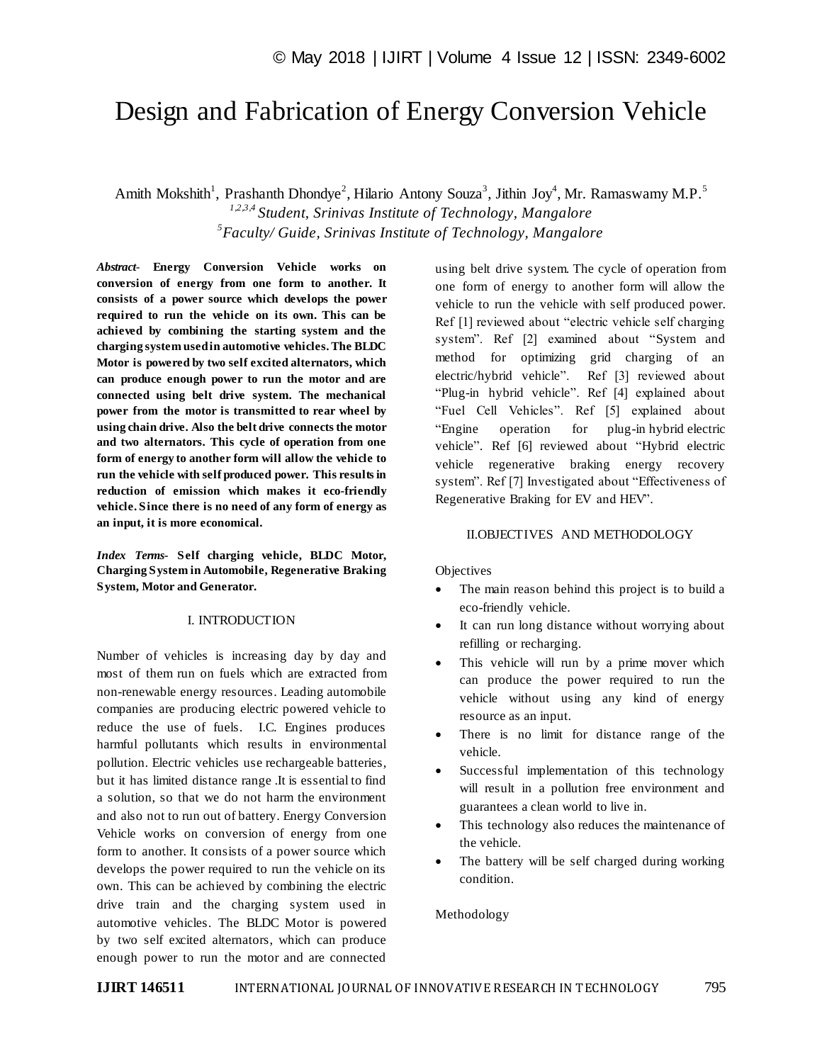# Design and Fabrication of Energy Conversion Vehicle

Amith Mokshith[1], Prashanth Dhondye[2], Hilario Antony Souza[3], Jithin Joy[4], Mr. Ramaswamy M.P.[5]

*[1,2,3,4] Student, Srinivas Institute of Technology, Mangalore*

*[5] Faculty/ Guide, Srinivas Institute of Technology, Mangalore*

***Abstract-*** **Energy Conversion Vehicle works on conversion of energy from one form to another. It consists of a power source which develops the power required to run the vehicle on its own. This can be achieved by combining the starting system and the charging system used in automotive vehicles. The BLDC Motor is powered by two self excited alternators, which can produce enough power to run the motor and are connected using belt drive system. The mechanical power from the motor is transmitted to rear wheel by using chain drive. Also the belt drive connects the motor and two alternators. This cycle of operation from one form of energy to another form will allow the vehicle to run the vehicle with self produced power. This results in reduction of emission which makes it eco-friendly vehicle. Since there is no need of any form of energy as an input, it is more economical.**

***Index Terms-*** **Self charging vehicle, BLDC Motor, Charging System in Automobile, Regenerative Braking System, Motor and Generator.**

## I. INTRODUCTION

Number of vehicles is increasing day by day and most of them run on fuels which are extracted from non-renewable energy resources. Leading automobile companies are producing electric powered vehicle to reduce the use of fuels. I.C. Engines produces harmful pollutants which results in environmental pollution. Electric vehicles use rechargeable batteries, but it has limited distance range .It is essential to find a solution, so that we do not harm the environment and also not to run out of battery. Energy Conversion Vehicle works on conversion of energy from one form to another. It consists of a power source which develops the power required to run the vehicle on its own. This can be achieved by combining the electric drive train and the charging system used in automotive vehicles. The BLDC Motor is powered by two self excited alternators, which can produce enough power to run the motor and are connected using belt drive system. The cycle of operation from one form of energy to another form will allow the vehicle to run the vehicle with self produced power. Ref [1] reviewed about "electric vehicle self charging system". Ref [2] examined about "System and method for optimizing grid charging of an electric/hybrid vehicle". Ref [3] reviewed about "Plug-in hybrid vehicle". Ref [4] explained about "Fuel Cell Vehicles". Ref [5] explained about "Engine operation for plug-in hybrid electric vehicle". Ref [6] reviewed about "Hybrid electric vehicle regenerative braking energy recovery system". Ref [7] Investigated about "Effectiveness of Regenerative Braking for EV and HEV".

## II.OBJECTIVES AND METHODOLOGY

Objectives

- The main reason behind this project is to build a eco-friendly vehicle.
- It can run long distance without worrying about refilling or recharging.
- This vehicle will run by a prime mover which can produce the power required to run the vehicle without using any kind of energy resource as an input.
- There is no limit for distance range of the vehicle.
- Successful implementation of this technology will result in a pollution free environment and guarantees a clean world to live in.
- This technology also reduces the maintenance of the vehicle.
- The battery will be self charged during working condition.

Methodology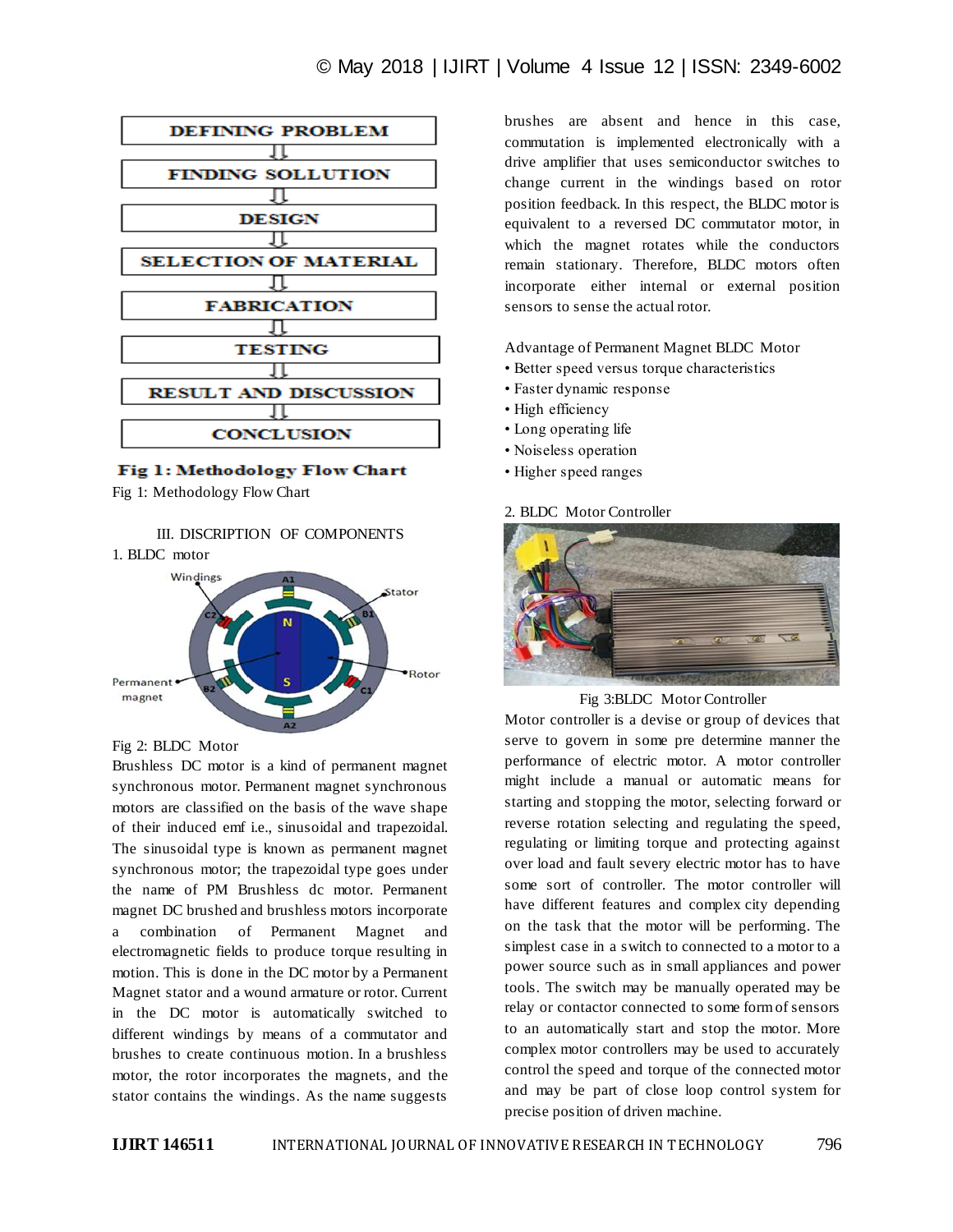DEFINING PROBLEM

FINDING SOLLUTION

DESIGN

SELECTION OF MATERIAL

FABRICATION

TESTING

RESULT AND DISCUSSION

CONCLUSION

**Fig 1: Methodology Flow Chart**

Fig 1: Methodology Flow Chart

## III. DISCRIPTION OF COMPONENTS

### 1. BLDC motor

Fig 2: BLDC Motor

Brushless DC motor is a kind of permanent magnet synchronous motor. Permanent magnet synchronous motors are classified on the basis of the wave shape of their induced emf i.e., sinusoidal and trapezoidal. The sinusoidal type is known as permanent magnet synchronous motor; the trapezoidal type goes under the name of PM Brushless dc motor. Permanent magnet DC brushed and brushless motors incorporate a combination of Permanent Magnet and electromagnetic fields to produce torque resulting in motion. This is done in the DC motor by a Permanent Magnet stator and a wound armature or rotor. Current in the DC motor is automatically switched to different windings by means of a commutator and brushes to create continuous motion. In a brushless motor, the rotor incorporates the magnets, and the stator contains the windings. As the name suggests brushes are absent and hence in this case, commutation is implemented electronically with a drive amplifier that uses semiconductor switches to change current in the windings based on rotor position feedback. In this respect, the BLDC motor is equivalent to a reversed DC commutator motor, in which the magnet rotates while the conductors remain stationary. Therefore, BLDC motors often incorporate either internal or external position sensors to sense the actual rotor.

Advantage of Permanent Magnet BLDC Motor

- Better speed versus torque characteristics
- Faster dynamic response
- High efficiency
- Long operating life
- Noiseless operation
- Higher speed ranges

### 2. BLDC Motor Controller

Fig 3:BLDC Motor Controller

Motor controller is a devise or group of devices that serve to govern in some pre determine manner the performance of electric motor. A motor controller might include a manual or automatic means for starting and stopping the motor, selecting forward or reverse rotation selecting and regulating the speed, regulating or limiting torque and protecting against over load and fault severy electric motor has to have some sort of controller. The motor controller will have different features and complex city depending on the task that the motor will be performing. The simplest case in a switch to connected to a motor to a power source such as in small appliances and power tools. The switch may be manually operated may be relay or contactor connected to some form of sensors to an automatically start and stop the motor. More complex motor controllers may be used to accurately control the speed and torque of the connected motor and may be part of close loop control system for precise position of driven machine.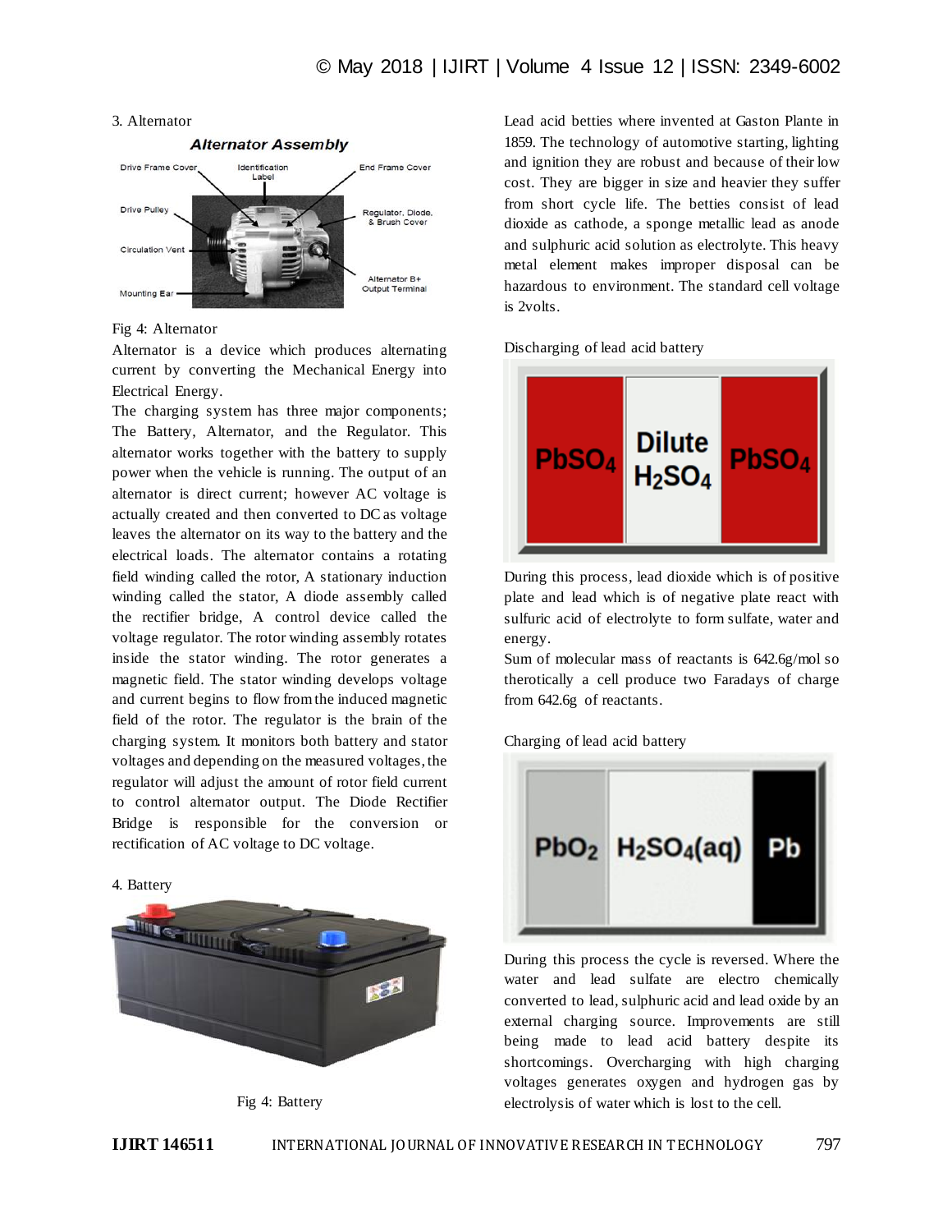3. Alternator

Fig 4: Alternator

Alternator is a device which produces alternating current by converting the Mechanical Energy into Electrical Energy.

The charging system has three major components; The Battery, Alternator, and the Regulator. This alternator works together with the battery to supply power when the vehicle is running. The output of an alternator is direct current; however AC voltage is actually created and then converted to DC as voltage leaves the alternator on its way to the battery and the electrical loads. The alternator contains a rotating field winding called the rotor, A stationary induction winding called the stator, A diode assembly called the rectifier bridge, A control device called the voltage regulator. The rotor winding assembly rotates inside the stator winding. The rotor generates a magnetic field. The stator winding develops voltage and current begins to flow from the induced magnetic field of the rotor. The regulator is the brain of the charging system. It monitors both battery and stator voltages and depending on the measured voltages, the regulator will adjust the amount of rotor field current to control alternator output. The Diode Rectifier Bridge is responsible for the conversion or rectification of AC voltage to DC voltage.

4. Battery

Fig 4: Battery

Lead acid betties where invented at Gaston Plante in 1859. The technology of automotive starting, lighting and ignition they are robust and because of their low cost. They are bigger in size and heavier they suffer from short cycle life. The betties consist of lead dioxide as cathode, a sponge metallic lead as anode and sulphuric acid solution as electrolyte. This heavy metal element makes improper disposal can be hazardous to environment. The standard cell voltage is 2volts.

Discharging of lead acid battery

During this process, lead dioxide which is of positive plate and lead which is of negative plate react with sulfuric acid of electrolyte to form sulfate, water and energy.

Sum of molecular mass of reactants is 642.6g/mol so therotically a cell produce two Faradays of charge from 642.6g of reactants.

Charging of lead acid battery

During this process the cycle is reversed. Where the water and lead sulfate are electro chemically converted to lead, sulphuric acid and lead oxide by an external charging source. Improvements are still being made to lead acid battery despite its shortcomings. Overcharging with high charging voltages generates oxygen and hydrogen gas by electrolysis of water which is lost to the cell.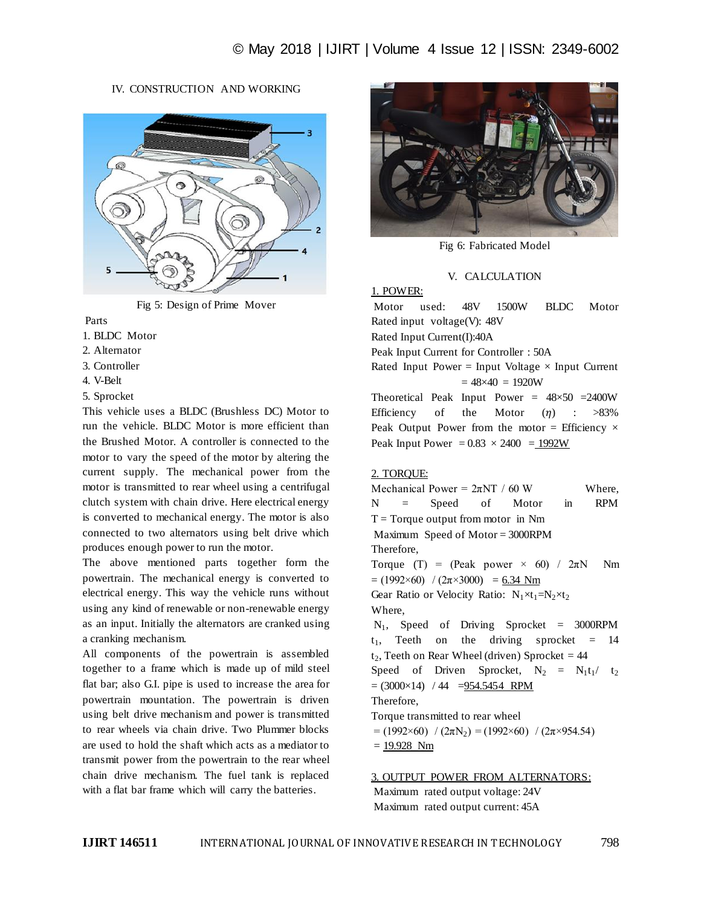## IV. CONSTRUCTION AND WORKING

Fig 5: Design of Prime Mover

Parts

1. BLDC Motor
2. Alternator
3. Controller
4. V-Belt
5. Sprocket

This vehicle uses a BLDC (Brushless DC) Motor to run the vehicle. BLDC Motor is more efficient than the Brushed Motor. A controller is connected to the motor to vary the speed of the motor by altering the current supply. The mechanical power from the motor is transmitted to rear wheel using a centrifugal clutch system with chain drive. Here electrical energy is converted to mechanical energy. The motor is also connected to two alternators using belt drive which produces enough power to run the motor.

The above mentioned parts together form the powertrain. The mechanical energy is converted to electrical energy. This way the vehicle runs without using any kind of renewable or non-renewable energy as an input. Initially the alternators are cranked using a cranking mechanism.

All components of the powertrain is assembled together to a frame which is made up of mild steel flat bar; also G.I. pipe is used to increase the area for powertrain mountation. The powertrain is driven using belt drive mechanism and power is transmitted to rear wheels via chain drive. Two Plummer blocks are used to hold the shaft which acts as a mediator to transmit power from the powertrain to the rear wheel chain drive mechanism. The fuel tank is replaced with a flat bar frame which will carry the batteries.

Fig 6: Fabricated Model

## V. CALCULATION

1. POWER:

Motor used: 48V 1500W BLDC Motor

Rated input voltage(V): 48V

Rated Input Current(I):40A

Peak Input Current for Controller : 50A

Rated Input Power = Input Voltage × Input Current $= 48\times40 = 1920W$

Theoretical Peak Input Power $= 48\times50 = 2400W$

Efficiency of the Motor ($\eta$) : >83%

Peak Output Power from the motor = Efficiency × Peak Input Power $= 0.83 \times 2400 = 1992W$

2. TORQUE:

Mechanical Power $= 2\pi NT / 60$ W

Where,

N = Speed of Motor in RPM

T = Torque output from motor in Nm

Maximum Speed of Motor = 3000RPM

Therefore,

Torque (T) = (Peak power × 60) / $2\pi N$ Nm $= (1992\times60) / (2\pi\times3000) = 6.34$ Nm

Gear Ratio or Velocity Ratio: $N_1\times t_1 = N_2\times t_2$

Where,

$N_1$, Speed of Driving Sprocket = 3000RPM

$t_1$, Teeth on the driving sprocket = 14

$t_2$, Teeth on Rear Wheel (driven) Sprocket = 44

Speed of Driven Sprocket, $N_2 = N_1 t_1 / t_2$ $= (3000\times14) / 44 = 954.5454$ RPM

Therefore,

Torque transmitted to rear wheel

$= (1992\times60) / (2\pi N_2) = (1992\times60) / (2\pi\times954.54)$

$= 19.928$ Nm

3. OUTPUT POWER FROM ALTERNATORS:

Maximum rated output voltage: 24V

Maximum rated output current: 45A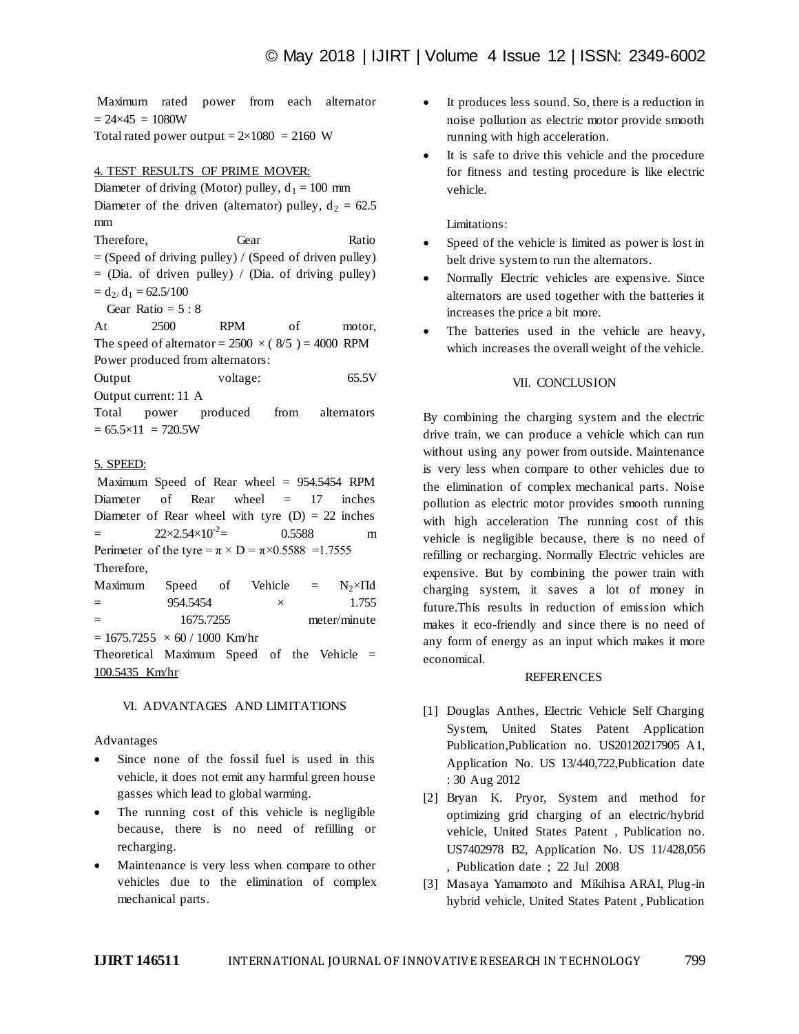Maximum rated power from each alternator $= 24 \times 45 = 1080$W

Total rated power output $= 2 \times 1080 = 2160$ W

4. TEST RESULTS OF PRIME MOVER:

Diameter of driving (Motor) pulley, $d_1 = 100$ mm

Diameter of the driven (alternator) pulley, $d_2 = 62.5$ mm

Therefore, Gear Ratio = (Speed of driving pulley) / (Speed of driven pulley) = (Dia. of driven pulley) / (Dia. of driving pulley) $= d_2 / d_1 = 62.5/100$

Gear Ratio = 5 : 8

At 2500 RPM of motor,

The speed of alternator $= 2500 \times (8/5) = 4000$ RPM

Power produced from alternators:

Output voltage: 65.5V

Output current: 11 A

Total power produced from alternators $= 65.5 \times 11 = 720.5$W

5. SPEED:

Maximum Speed of Rear wheel = 954.5454 RPM

Diameter of Rear wheel = 17 inches

Diameter of Rear wheel with tyre (D) = 22 inches $= 22 \times 2.54 \times 10^{-2} = 0.5588$ m

Perimeter of the tyre $= \pi \times D = \pi \times 0.5588 = 1.7555$

Therefore,

Maximum Speed of Vehicle $= N_2 \times \Pi d$ $= 954.5454 \times 1.755$ $= 1675.7255$ meter/minute

$= 1675.7255 \times 60 / 1000$ Km/hr

Theoretical Maximum Speed of the Vehicle = 100.5435 Km/hr

## VI. ADVANTAGES AND LIMITATIONS

Advantages

- Since none of the fossil fuel is used in this vehicle, it does not emit any harmful green house gasses which lead to global warming.
- The running cost of this vehicle is negligible because, there is no need of refilling or recharging.
- Maintenance is very less when compare to other vehicles due to the elimination of complex mechanical parts.
- It produces less sound. So, there is a reduction in noise pollution as electric motor provide smooth running with high acceleration.
- It is safe to drive this vehicle and the procedure for fitness and testing procedure is like electric vehicle.

Limitations:

- Speed of the vehicle is limited as power is lost in belt drive system to run the alternators.
- Normally Electric vehicles are expensive. Since alternators are used together with the batteries it increases the price a bit more.
- The batteries used in the vehicle are heavy, which increases the overall weight of the vehicle.

## VII. CONCLUSION

By combining the charging system and the electric drive train, we can produce a vehicle which can run without using any power from outside. Maintenance is very less when compare to other vehicles due to the elimination of complex mechanical parts. Noise pollution as electric motor provides smooth running with high acceleration The running cost of this vehicle is negligible because, there is no need of refilling or recharging. Normally Electric vehicles are expensive. But by combining the power train with charging system, it saves a lot of money in future.This results in reduction of emission which makes it eco-friendly and since there is no need of any form of energy as an input which makes it more economical.

## REFERENCES

[1] Douglas Anthes, Electric Vehicle Self Charging System, United States Patent Application Publication,Publication no. US20120217905 A1, Application No. US 13/440,722,Publication date : 30 Aug 2012

[2] Bryan K. Pryor, System and method for optimizing grid charging of an electric/hybrid vehicle, United States Patent , Publication no. US7402978 B2, Application No. US 11/428,056 , Publication date ; 22 Jul 2008

[3] Masaya Yamamoto and Mikihisa ARAI, Plug-in hybrid vehicle, United States Patent , Publication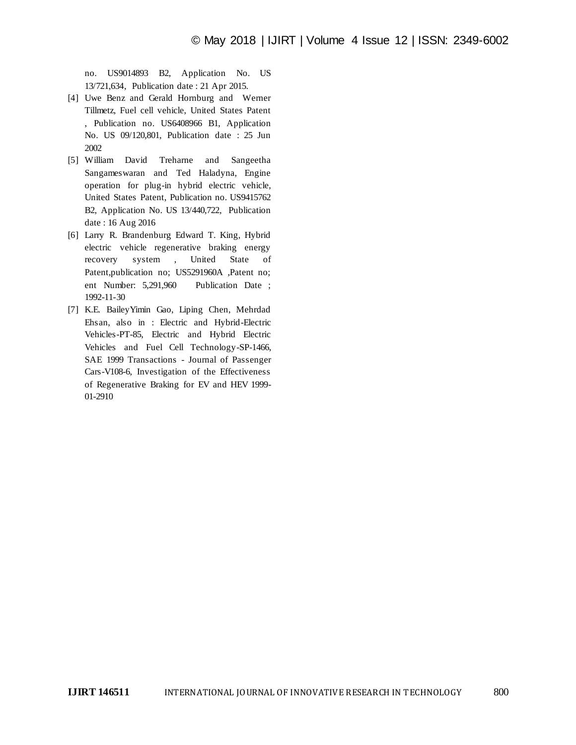no. US9014893 B2, Application No. US 13/721,634, Publication date : 21 Apr 2015.

[4] Uwe Benz and Gerald Hornburg and Werner Tillmetz, Fuel cell vehicle, United States Patent , Publication no. US6408966 B1, Application No. US 09/120,801, Publication date : 25 Jun 2002

[5] William David Treharne and Sangeetha Sangameswaran and Ted Haladyna, Engine operation for plug-in hybrid electric vehicle, United States Patent, Publication no. US9415762 B2, Application No. US 13/440,722, Publication date : 16 Aug 2016

[6] Larry R. Brandenburg Edward T. King, Hybrid electric vehicle regenerative braking energy recovery system , United State of Patent,publication no; US5291960A ,Patent no; ent Number: 5,291,960 Publication Date ; 1992-11-30

[7] K.E. BaileyYimin Gao, Liping Chen, Mehrdad Ehsan, also in : Electric and Hybrid-Electric Vehicles-PT-85, Electric and Hybrid Electric Vehicles and Fuel Cell Technology-SP-1466, SAE 1999 Transactions - Journal of Passenger Cars-V108-6, Investigation of the Effectiveness of Regenerative Braking for EV and HEV 1999-01-2910